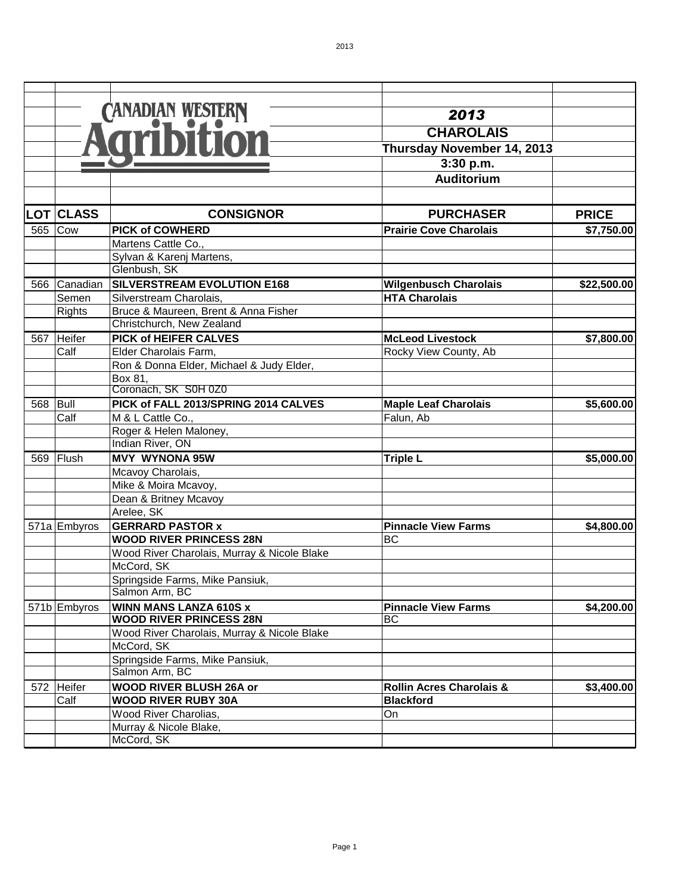# Canadian Western Agribition

## 2013
## CHAROLAIS
## Thursday November 14, 2013
## 3:30 p.m.
## Auditorium

| LOT | CLASS | CONSIGNOR | PURCHASER | PRICE |
|---|---|---|---|---|
| 565 | Cow | **PICK of COWHERD** | **Prairie Cove Charolais** | **$7,750.00** |
| | | Martens Cattle Co., | | |
| | | Sylvan & Karenj Martens, | | |
| | | Glenbush, SK | | |
| 566 | Canadian | **SILVERSTREAM EVOLUTION E168** | **Wilgenbusch Charolais** | **$22,500.00** |
| | Semen | Silverstream Charolais, | **HTA Charolais** | |
| | Rights | Bruce & Maureen, Brent & Anna Fisher | | |
| | | Christchurch, New Zealand | | |
| 567 | Heifer | **PICK of HEIFER CALVES** | **McLeod Livestock** | **$7,800.00** |
| | Calf | Elder Charolais Farm, | Rocky View County, Ab | |
| | | Ron & Donna Elder, Michael & Judy Elder, | | |
| | | Box 81, | | |
| | | Coronach, SK S0H 0Z0 | | |
| 568 | Bull | **PICK of FALL 2013/SPRING 2014 CALVES** | **Maple Leaf Charolais** | **$5,600.00** |
| | Calf | M & L Cattle Co., | Falun, Ab | |
| | | Roger & Helen Maloney, | | |
| | | Indian River, ON | | |
| 569 | Flush | **MVY WYNONA 95W** | **Triple L** | **$5,000.00** |
| | | Mcavoy Charolais, | | |
| | | Mike & Moira Mcavoy, | | |
| | | Dean & Britney Mcavoy | | |
| | | Arelee, SK | | |
| 571a | Embyros | **GERRARD PASTOR x** | **Pinnacle View Farms** | **$4,800.00** |
| | | **WOOD RIVER PRINCESS 28N** | BC | |
| | | Wood River Charolais, Murray & Nicole Blake | | |
| | | McCord, SK | | |
| | | Springside Farms, Mike Pansiuk, | | |
| | | Salmon Arm, BC | | |
| 571b | Embyros | **WINN MANS LANZA 610S x** | **Pinnacle View Farms** | **$4,200.00** |
| | | **WOOD RIVER PRINCESS 28N** | BC | |
| | | Wood River Charolais, Murray & Nicole Blake | | |
| | | McCord, SK | | |
| | | Springside Farms, Mike Pansiuk, | | |
| | | Salmon Arm, BC | | |
| 572 | Heifer | **WOOD RIVER BLUSH 26A or** | **Rollin Acres Charolais &** | **$3,400.00** |
| | Calf | **WOOD RIVER RUBY 30A** | **Blackford** | |
| | | Wood River Charolias, | On | |
| | | Murray & Nicole Blake, | | |
| | | McCord, SK | | |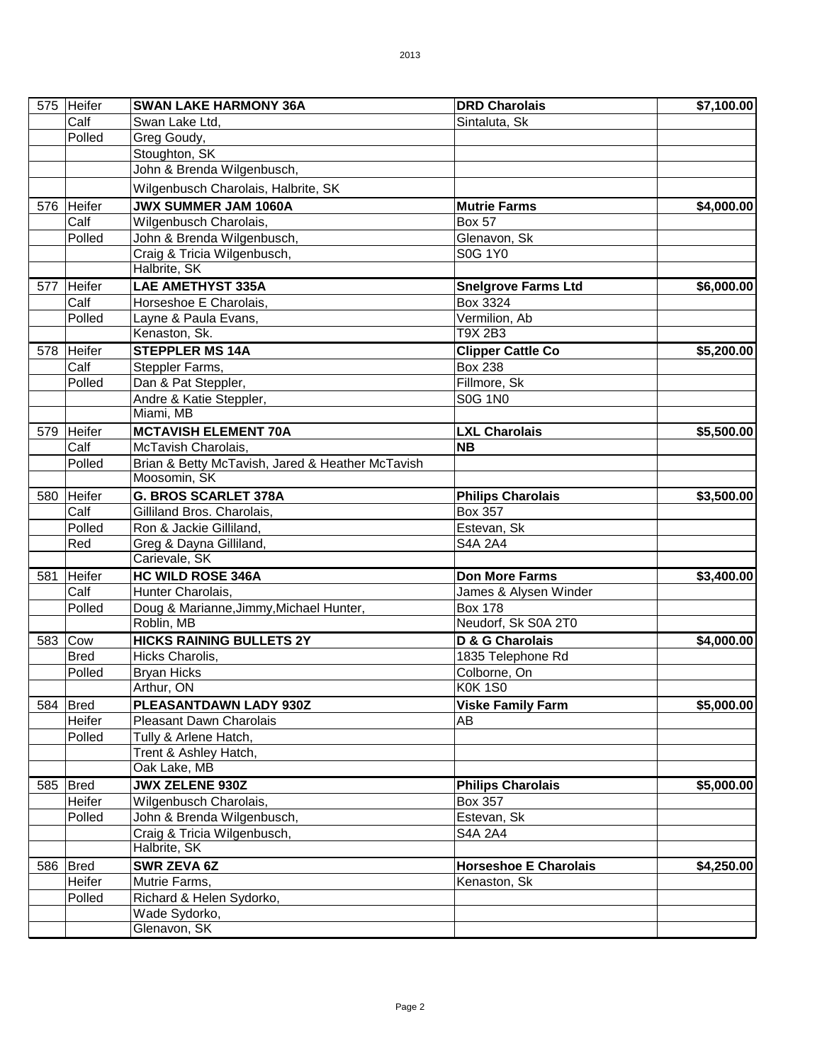| | | | | |
|---|---|---|---|---|
| 575 | Heifer | **SWAN LAKE HARMONY 36A** | **DRD Charolais** | **$7,100.00** |
| | Calf | Swan Lake Ltd, | Sintaluta, Sk | |
| | Polled | Greg Goudy, | | |
| | | Stoughton, SK | | |
| | | John & Brenda Wilgenbusch, | | |
| | | Wilgenbusch Charolais, Halbrite, SK | | |
| 576 | Heifer | **JWX SUMMER JAM 1060A** | **Mutrie Farms** | **$4,000.00** |
| | Calf | Wilgenbusch Charolais, | Box 57 | |
| | Polled | John & Brenda Wilgenbusch, | Glenavon, Sk | |
| | | Craig & Tricia Wilgenbusch, | S0G 1Y0 | |
| | | Halbrite, SK | | |
| 577 | Heifer | **LAE AMETHYST 335A** | **Snelgrove Farms Ltd** | **$6,000.00** |
| | Calf | Horseshoe E Charolais, | Box 3324 | |
| | Polled | Layne & Paula Evans, | Vermilion, Ab | |
| | | Kenaston, Sk. | T9X 2B3 | |
| 578 | Heifer | **STEPPLER MS 14A** | **Clipper Cattle Co** | **$5,200.00** |
| | Calf | Steppler Farms, | Box 238 | |
| | Polled | Dan & Pat Steppler, | Fillmore, Sk | |
| | | Andre & Katie Steppler, | S0G 1N0 | |
| | | Miami, MB | | |
| 579 | Heifer | **MCTAVISH ELEMENT 70A** | **LXL Charolais** | **$5,500.00** |
| | Calf | McTavish Charolais, | **NB** | |
| | Polled | Brian & Betty McTavish, Jared & Heather McTavish | | |
| | | Moosomin, SK | | |
| 580 | Heifer | **G. BROS SCARLET 378A** | **Philips Charolais** | **$3,500.00** |
| | Calf | Gilliland Bros. Charolais, | Box 357 | |
| | Polled | Ron & Jackie Gilliland, | Estevan, Sk | |
| | Red | Greg & Dayna Gilliland, | S4A 2A4 | |
| | | Carievale, SK | | |
| 581 | Heifer | **HC WILD ROSE 346A** | **Don More Farms** | **$3,400.00** |
| | Calf | Hunter Charolais, | James & Alysen Winder | |
| | Polled | Doug & Marianne,Jimmy,Michael Hunter, | Box 178 | |
| | | Roblin, MB | Neudorf, Sk S0A 2T0 | |
| 583 | Cow | **HICKS RAINING BULLETS 2Y** | **D & G Charolais** | **$4,000.00** |
| | Bred | Hicks Charolis, | 1835 Telephone Rd | |
| | Polled | Bryan Hicks | Colborne, On | |
| | | Arthur, ON | K0K 1S0 | |
| 584 | Bred | **PLEASANTDAWN LADY 930Z** | **Viske Family Farm** | **$5,000.00** |
| | Heifer | Pleasant Dawn Charolais | AB | |
| | Polled | Tully & Arlene Hatch, | | |
| | | Trent & Ashley Hatch, | | |
| | | Oak Lake, MB | | |
| 585 | Bred | **JWX ZELENE 930Z** | **Philips Charolais** | **$5,000.00** |
| | Heifer | Wilgenbusch Charolais, | Box 357 | |
| | Polled | John & Brenda Wilgenbusch, | Estevan, Sk | |
| | | Craig & Tricia Wilgenbusch, | S4A 2A4 | |
| | | Halbrite, SK | | |
| 586 | Bred | **SWR ZEVA 6Z** | **Horseshoe E Charolais** | **$4,250.00** |
| | Heifer | Mutrie Farms, | Kenaston, Sk | |
| | Polled | Richard & Helen Sydorko, | | |
| | | Wade Sydorko, | | |
| | | Glenavon, SK | | |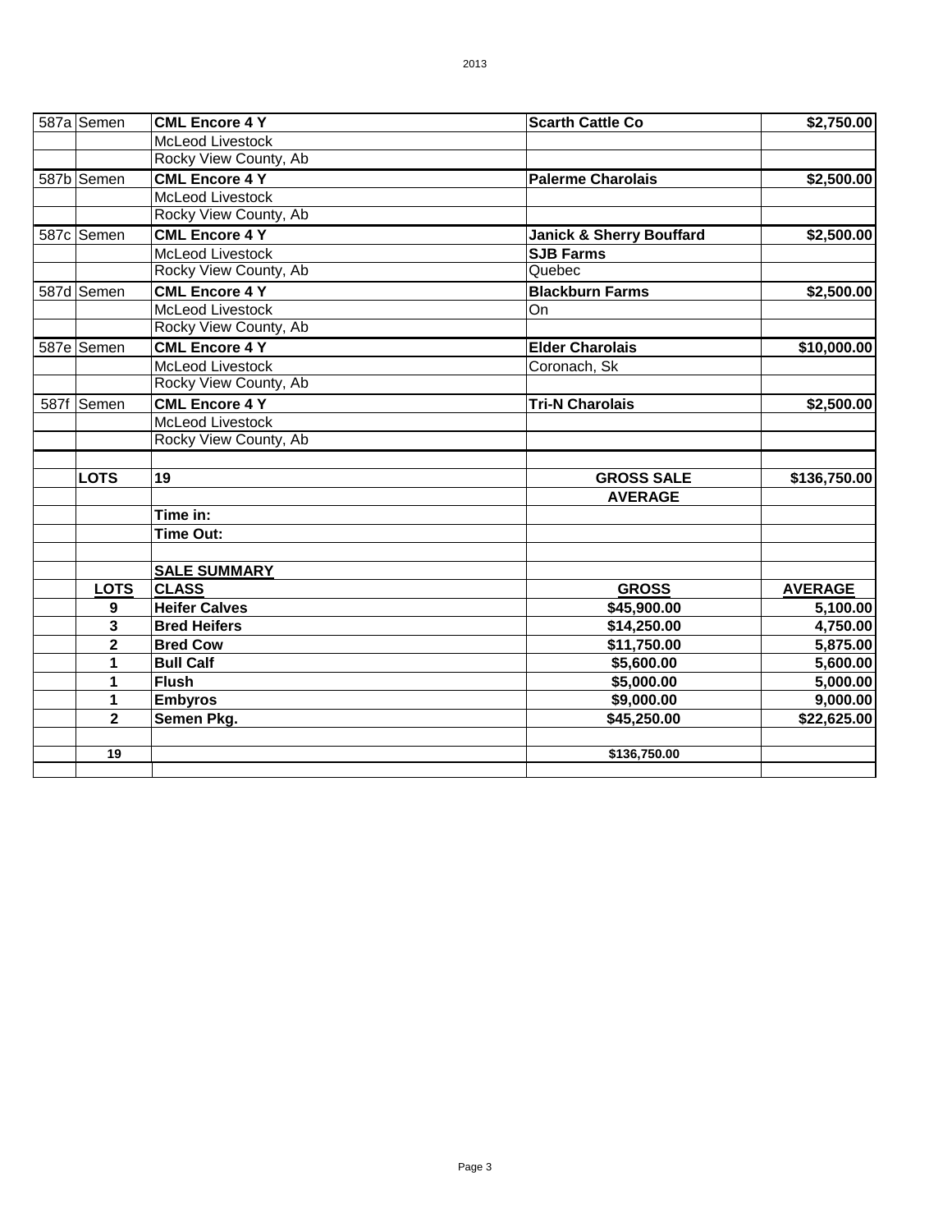| | | | | |
|---|---|---|---|---|
| 587a | Semen | **CML Encore 4 Y** | **Scarth Cattle Co** | **$2,750.00** |
| | | McLeod Livestock | | |
| | | Rocky View County, Ab | | |
| 587b | Semen | **CML Encore 4 Y** | **Palerme Charolais** | **$2,500.00** |
| | | McLeod Livestock | | |
| | | Rocky View County, Ab | | |
| 587c | Semen | **CML Encore 4 Y** | **Janick & Sherry Bouffard** | **$2,500.00** |
| | | McLeod Livestock | **SJB Farms** | |
| | | Rocky View County, Ab | Quebec | |
| 587d | Semen | **CML Encore 4 Y** | **Blackburn Farms** | **$2,500.00** |
| | | McLeod Livestock | On | |
| | | Rocky View County, Ab | | |
| 587e | Semen | **CML Encore 4 Y** | **Elder Charolais** | **$10,000.00** |
| | | McLeod Livestock | Coronach, Sk | |
| | | Rocky View County, Ab | | |
| 587f | Semen | **CML Encore 4 Y** | **Tri-N Charolais** | **$2,500.00** |
| | | McLeod Livestock | | |
| | | Rocky View County, Ab | | |
| | | | | |
| | **LOTS** | **19** | **GROSS SALE** | **$136,750.00** |
| | | | **AVERAGE** | |
| | | **Time in:** | | |
| | | **Time Out:** | | |
| | | | | |
| | | **SALE SUMMARY** | | |
| | **LOTS** | **CLASS** | **GROSS** | **AVERAGE** |
| | **9** | **Heifer Calves** | **$45,900.00** | **5,100.00** |
| | **3** | **Bred Heifers** | **$14,250.00** | **4,750.00** |
| | **2** | **Bred Cow** | **$11,750.00** | **5,875.00** |
| | **1** | **Bull Calf** | **$5,600.00** | **5,600.00** |
| | **1** | **Flush** | **$5,000.00** | **5,000.00** |
| | **1** | **Embyros** | **$9,000.00** | **9,000.00** |
| | **2** | **Semen Pkg.** | **$45,250.00** | **$22,625.00** |
| | | | | |
| | **19** | | **$136,750.00** | |